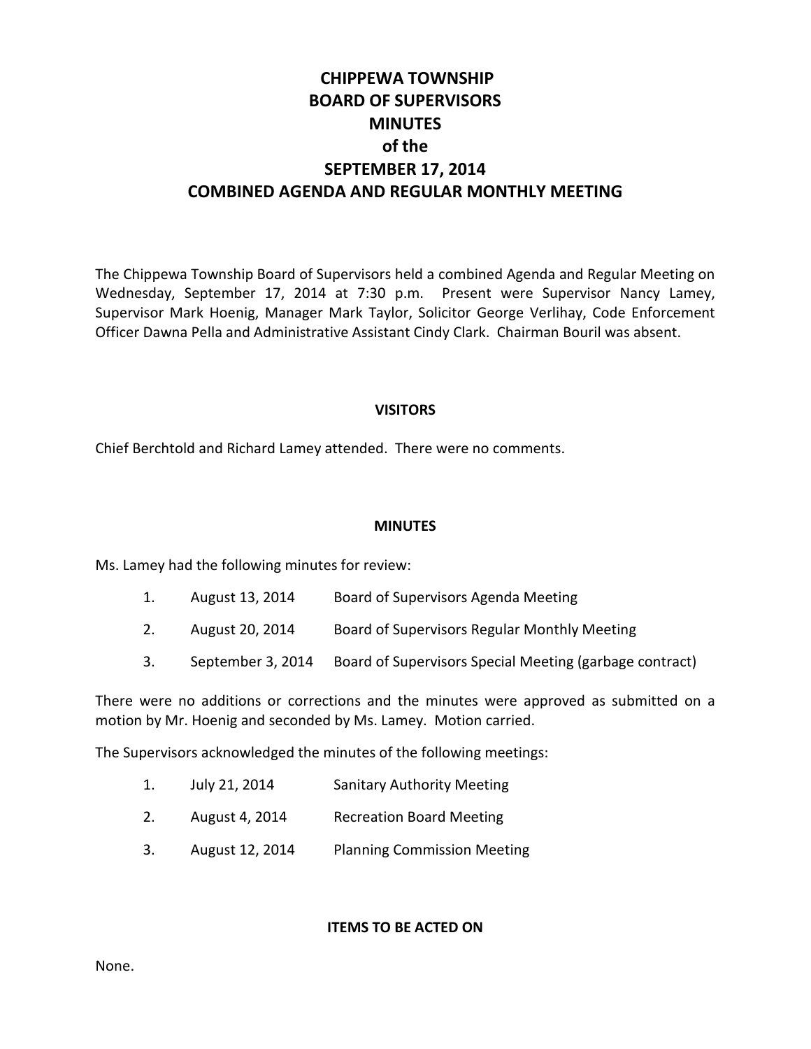# CHIPPEWA TOWNSHIP
# BOARD OF SUPERVISORS
# MINUTES
# of the
# SEPTEMBER 17, 2014
# COMBINED AGENDA AND REGULAR MONTHLY MEETING

The Chippewa Township Board of Supervisors held a combined Agenda and Regular Meeting on Wednesday, September 17, 2014 at 7:30 p.m. Present were Supervisor Nancy Lamey, Supervisor Mark Hoenig, Manager Mark Taylor, Solicitor George Verlihay, Code Enforcement Officer Dawna Pella and Administrative Assistant Cindy Clark. Chairman Bouril was absent.

## VISITORS

Chief Berchtold and Richard Lamey attended. There were no comments.

## MINUTES

Ms. Lamey had the following minutes for review:

1. August 13, 2014 Board of Supervisors Agenda Meeting
2. August 20, 2014 Board of Supervisors Regular Monthly Meeting
3. September 3, 2014 Board of Supervisors Special Meeting (garbage contract)

There were no additions or corrections and the minutes were approved as submitted on a motion by Mr. Hoenig and seconded by Ms. Lamey. Motion carried.

The Supervisors acknowledged the minutes of the following meetings:

1. July 21, 2014 Sanitary Authority Meeting
2. August 4, 2014 Recreation Board Meeting
3. August 12, 2014 Planning Commission Meeting

## ITEMS TO BE ACTED ON

None.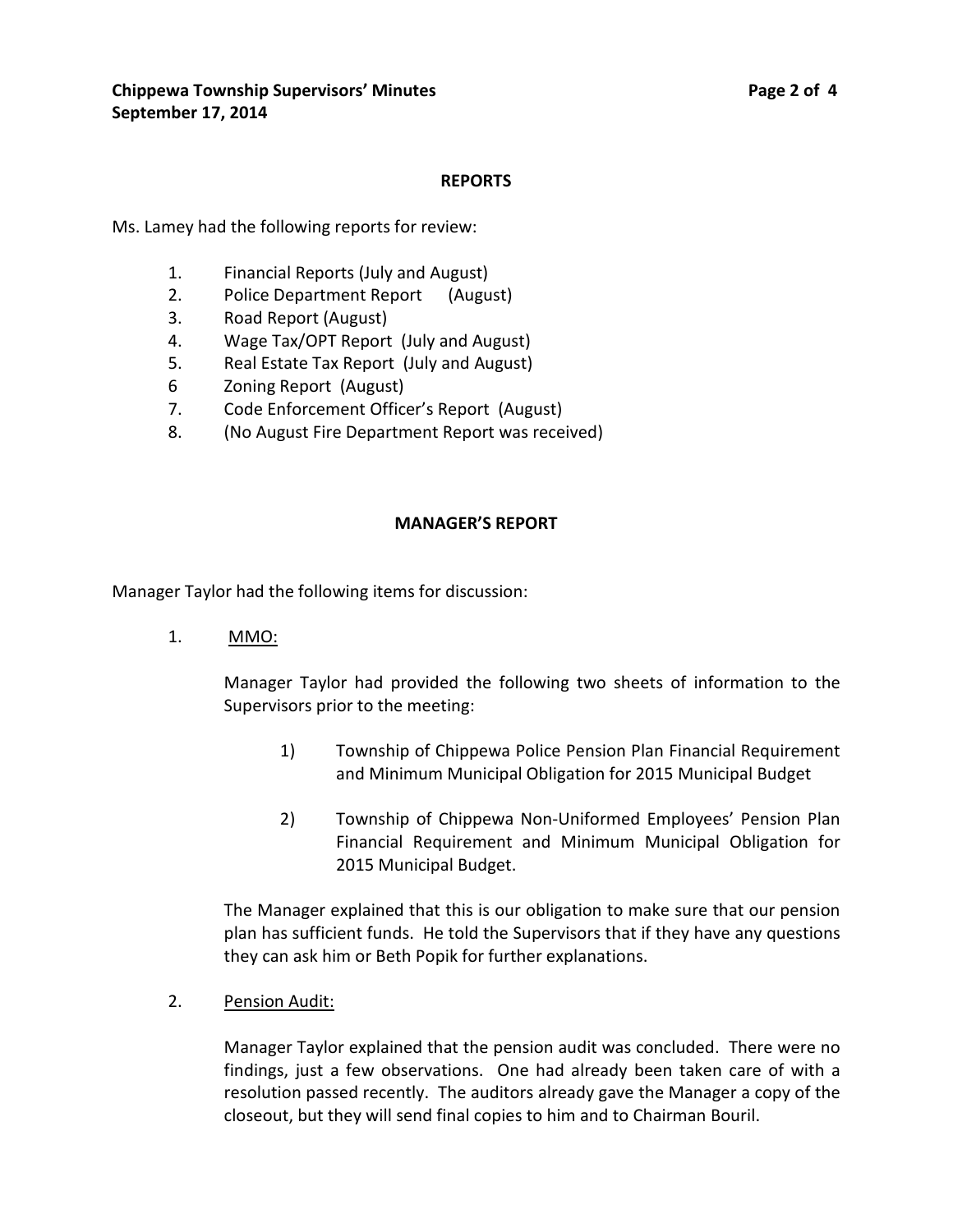## REPORTS

Ms. Lamey had the following reports for review:

1. Financial Reports (July and August)
2. Police Department Report (August)
3. Road Report (August)
4. Wage Tax/OPT Report (July and August)
5. Real Estate Tax Report (July and August)
6 Zoning Report (August)
7. Code Enforcement Officer's Report (August)
8. (No August Fire Department Report was received)

## MANAGER'S REPORT

Manager Taylor had the following items for discussion:

1. MMO:

   Manager Taylor had provided the following two sheets of information to the Supervisors prior to the meeting:

   1) Township of Chippewa Police Pension Plan Financial Requirement and Minimum Municipal Obligation for 2015 Municipal Budget

   2) Township of Chippewa Non-Uniformed Employees' Pension Plan Financial Requirement and Minimum Municipal Obligation for 2015 Municipal Budget.

   The Manager explained that this is our obligation to make sure that our pension plan has sufficient funds. He told the Supervisors that if they have any questions they can ask him or Beth Popik for further explanations.

2. Pension Audit:

   Manager Taylor explained that the pension audit was concluded. There were no findings, just a few observations. One had already been taken care of with a resolution passed recently. The auditors already gave the Manager a copy of the closeout, but they will send final copies to him and to Chairman Bouril.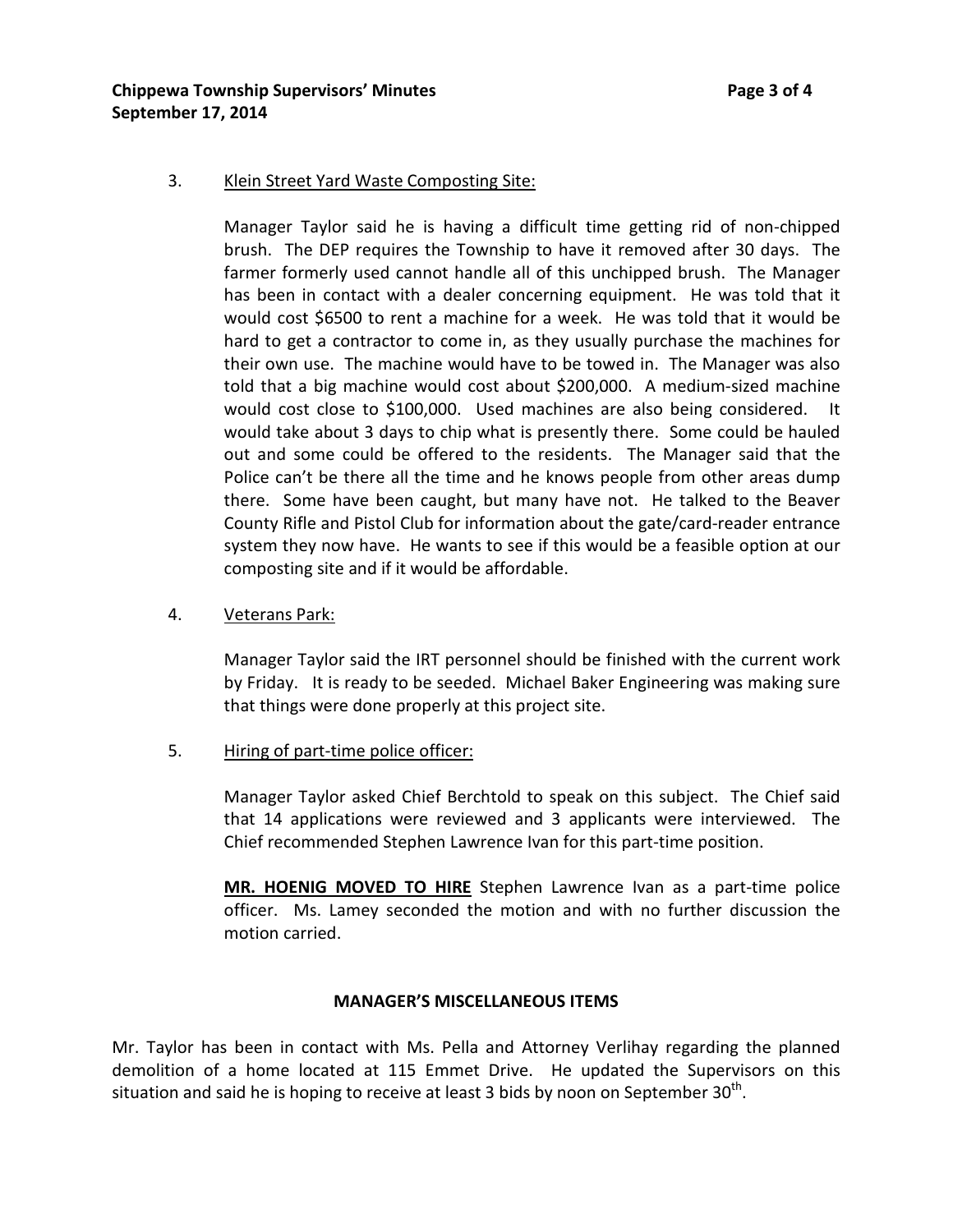3. Klein Street Yard Waste Composting Site:

   Manager Taylor said he is having a difficult time getting rid of non-chipped brush. The DEP requires the Township to have it removed after 30 days. The farmer formerly used cannot handle all of this unchipped brush. The Manager has been in contact with a dealer concerning equipment. He was told that it would cost $6500 to rent a machine for a week. He was told that it would be hard to get a contractor to come in, as they usually purchase the machines for their own use. The machine would have to be towed in. The Manager was also told that a big machine would cost about $200,000. A medium-sized machine would cost close to $100,000. Used machines are also being considered. It would take about 3 days to chip what is presently there. Some could be hauled out and some could be offered to the residents. The Manager said that the Police can't be there all the time and he knows people from other areas dump there. Some have been caught, but many have not. He talked to the Beaver County Rifle and Pistol Club for information about the gate/card-reader entrance system they now have. He wants to see if this would be a feasible option at our composting site and if it would be affordable.

4. Veterans Park:

   Manager Taylor said the IRT personnel should be finished with the current work by Friday. It is ready to be seeded. Michael Baker Engineering was making sure that things were done properly at this project site.

5. Hiring of part-time police officer:

   Manager Taylor asked Chief Berchtold to speak on this subject. The Chief said that 14 applications were reviewed and 3 applicants were interviewed. The Chief recommended Stephen Lawrence Ivan for this part-time position.

   **MR. HOENIG MOVED TO HIRE** Stephen Lawrence Ivan as a part-time police officer. Ms. Lamey seconded the motion and with no further discussion the motion carried.

## MANAGER'S MISCELLANEOUS ITEMS

Mr. Taylor has been in contact with Ms. Pella and Attorney Verlihay regarding the planned demolition of a home located at 115 Emmet Drive. He updated the Supervisors on this situation and said he is hoping to receive at least 3 bids by noon on September 30th.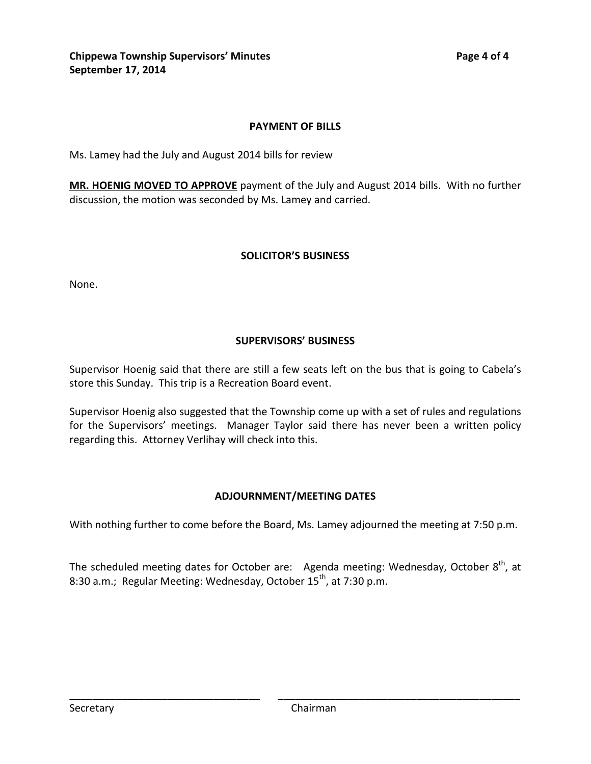## PAYMENT OF BILLS

Ms. Lamey had the July and August 2014 bills for review

**MR. HOENIG MOVED TO APPROVE** payment of the July and August 2014 bills. With no further discussion, the motion was seconded by Ms. Lamey and carried.

## SOLICITOR'S BUSINESS

None.

## SUPERVISORS' BUSINESS

Supervisor Hoenig said that there are still a few seats left on the bus that is going to Cabela's store this Sunday. This trip is a Recreation Board event.

Supervisor Hoenig also suggested that the Township come up with a set of rules and regulations for the Supervisors' meetings. Manager Taylor said there has never been a written policy regarding this. Attorney Verlihay will check into this.

## ADJOURNMENT/MEETING DATES

With nothing further to come before the Board, Ms. Lamey adjourned the meeting at 7:50 p.m.

The scheduled meeting dates for October are: Agenda meeting: Wednesday, October 8th, at 8:30 a.m.; Regular Meeting: Wednesday, October 15th, at 7:30 p.m.

\_\_\_\_\_\_\_\_\_\_\_\_\_\_\_\_\_\_\_\_\_\_\_\_\_\_\_\_\_\_\_\_\_\_ \_\_\_\_\_\_\_\_\_\_\_\_\_\_\_\_\_\_\_\_\_\_\_\_\_\_\_\_\_\_\_\_\_\_\_\_\_\_\_\_\_\_\_\_

Secretary Chairman